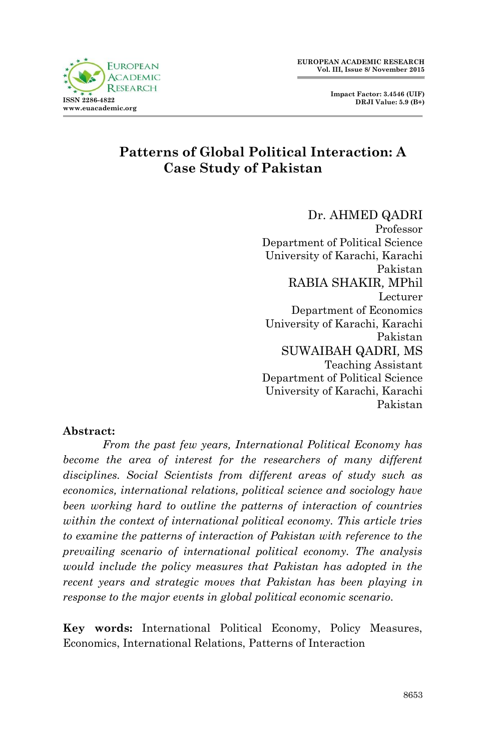# Patterns of Global Political Interaction: A Case Study of Pakistan

Dr. AHMED QADRI
Professor
Department of Political Science
University of Karachi, Karachi
Pakistan

RABIA SHAKIR, MPhil
Lecturer
Department of Economics
University of Karachi, Karachi
Pakistan

SUWAIBAH QADRI, MS
Teaching Assistant
Department of Political Science
University of Karachi, Karachi
Pakistan

**Abstract:**

*From the past few years, International Political Economy has become the area of interest for the researchers of many different disciplines. Social Scientists from different areas of study such as economics, international relations, political science and sociology have been working hard to outline the patterns of interaction of countries within the context of international political economy. This article tries to examine the patterns of interaction of Pakistan with reference to the prevailing scenario of international political economy. The analysis would include the policy measures that Pakistan has adopted in the recent years and strategic moves that Pakistan has been playing in response to the major events in global political economic scenario.*

**Key words:** International Political Economy, Policy Measures, Economics, International Relations, Patterns of Interaction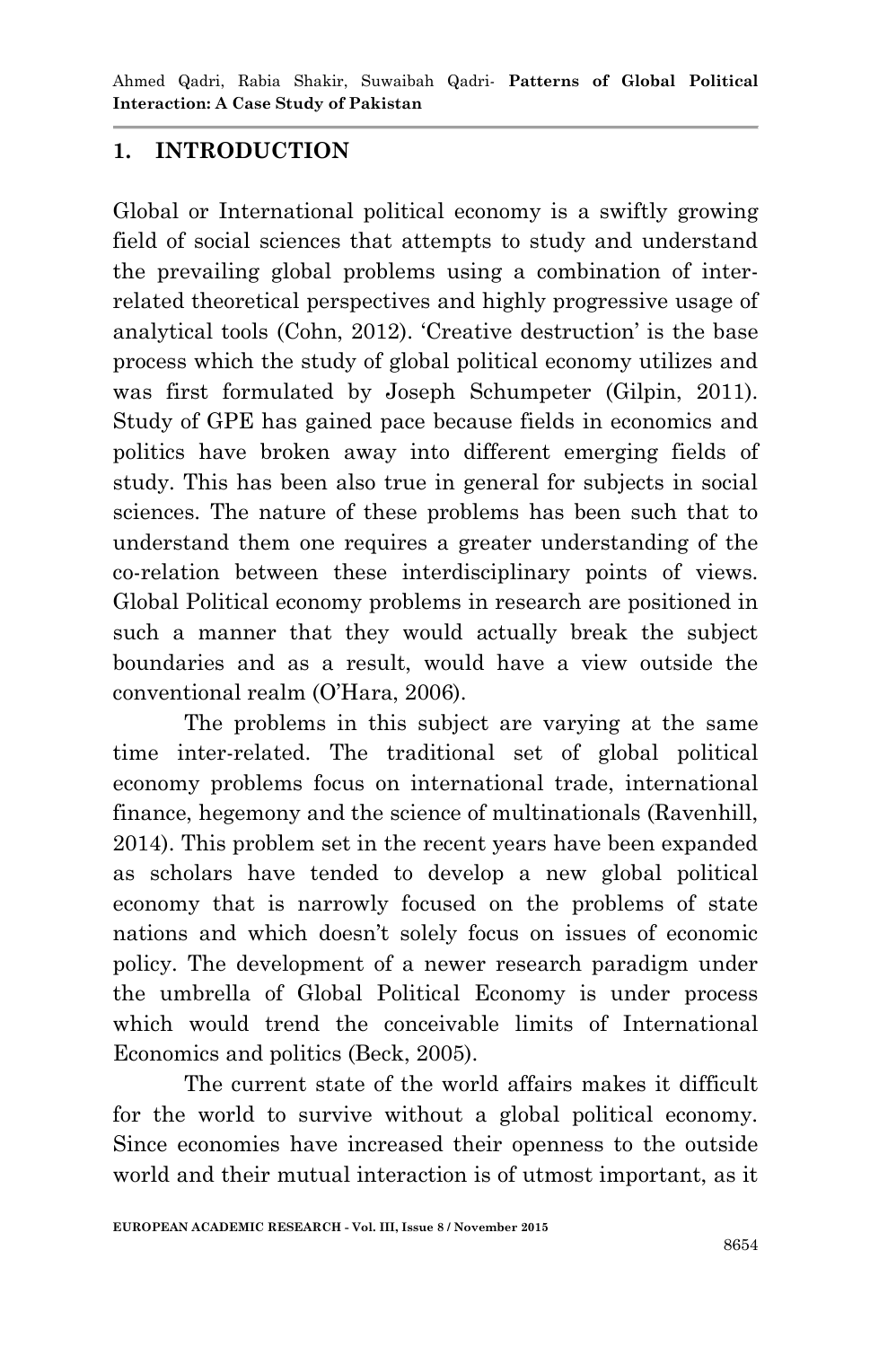## 1. INTRODUCTION

Global or International political economy is a swiftly growing field of social sciences that attempts to study and understand the prevailing global problems using a combination of inter-related theoretical perspectives and highly progressive usage of analytical tools (Cohn, 2012). 'Creative destruction' is the base process which the study of global political economy utilizes and was first formulated by Joseph Schumpeter (Gilpin, 2011). Study of GPE has gained pace because fields in economics and politics have broken away into different emerging fields of study. This has been also true in general for subjects in social sciences. The nature of these problems has been such that to understand them one requires a greater understanding of the co-relation between these interdisciplinary points of views. Global Political economy problems in research are positioned in such a manner that they would actually break the subject boundaries and as a result, would have a view outside the conventional realm (O'Hara, 2006).

The problems in this subject are varying at the same time inter-related. The traditional set of global political economy problems focus on international trade, international finance, hegemony and the science of multinationals (Ravenhill, 2014). This problem set in the recent years have been expanded as scholars have tended to develop a new global political economy that is narrowly focused on the problems of state nations and which doesn't solely focus on issues of economic policy. The development of a newer research paradigm under the umbrella of Global Political Economy is under process which would trend the conceivable limits of International Economics and politics (Beck, 2005).

The current state of the world affairs makes it difficult for the world to survive without a global political economy. Since economies have increased their openness to the outside world and their mutual interaction is of utmost important, as it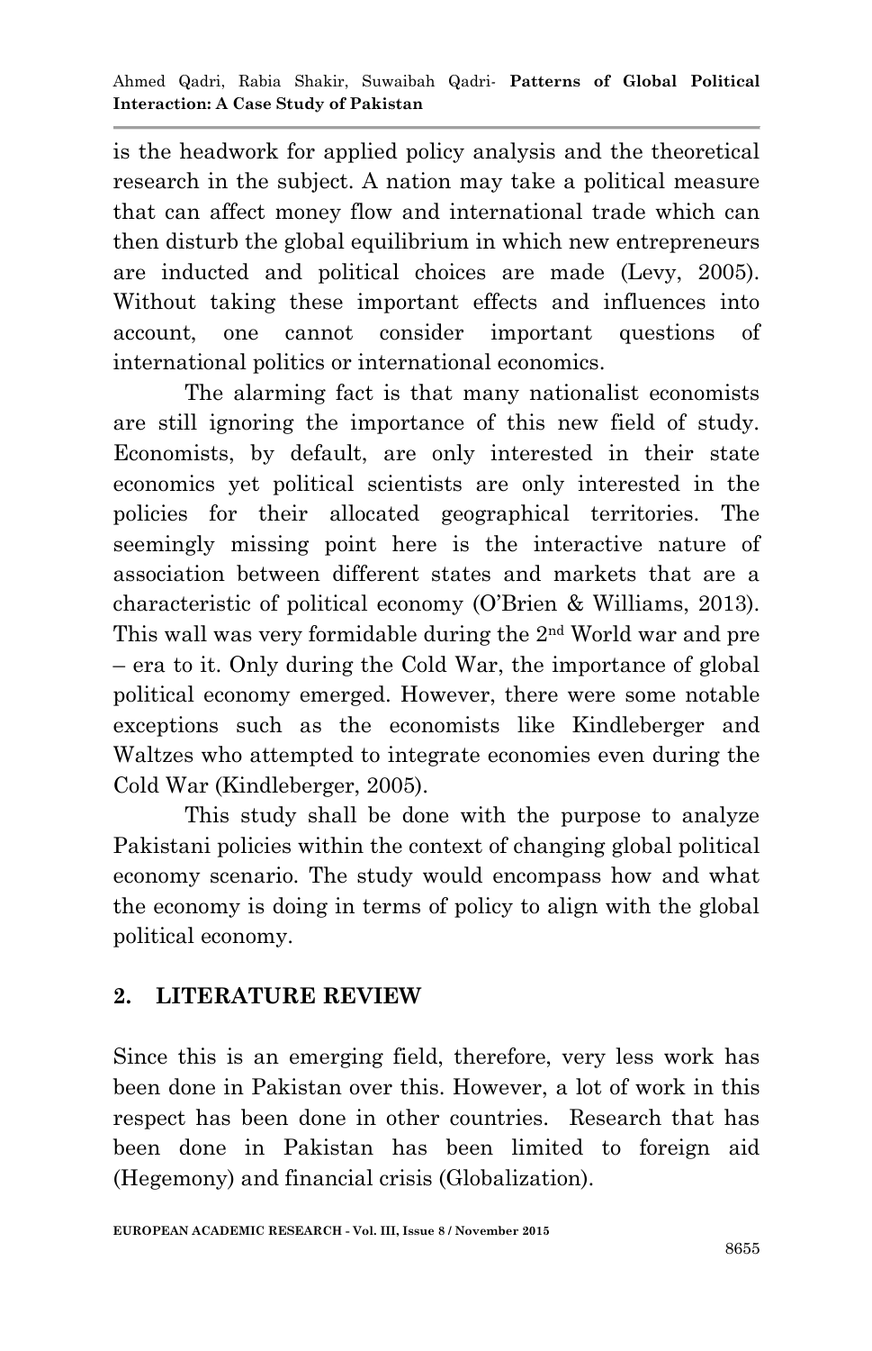is the headwork for applied policy analysis and the theoretical research in the subject. A nation may take a political measure that can affect money flow and international trade which can then disturb the global equilibrium in which new entrepreneurs are inducted and political choices are made (Levy, 2005). Without taking these important effects and influences into account, one cannot consider important questions of international politics or international economics.

The alarming fact is that many nationalist economists are still ignoring the importance of this new field of study. Economists, by default, are only interested in their state economics yet political scientists are only interested in the policies for their allocated geographical territories. The seemingly missing point here is the interactive nature of association between different states and markets that are a characteristic of political economy (O'Brien & Williams, 2013). This wall was very formidable during the 2nd World war and pre – era to it. Only during the Cold War, the importance of global political economy emerged. However, there were some notable exceptions such as the economists like Kindleberger and Waltzes who attempted to integrate economies even during the Cold War (Kindleberger, 2005).

This study shall be done with the purpose to analyze Pakistani policies within the context of changing global political economy scenario. The study would encompass how and what the economy is doing in terms of policy to align with the global political economy.

## 2. LITERATURE REVIEW

Since this is an emerging field, therefore, very less work has been done in Pakistan over this. However, a lot of work in this respect has been done in other countries. Research that has been done in Pakistan has been limited to foreign aid (Hegemony) and financial crisis (Globalization).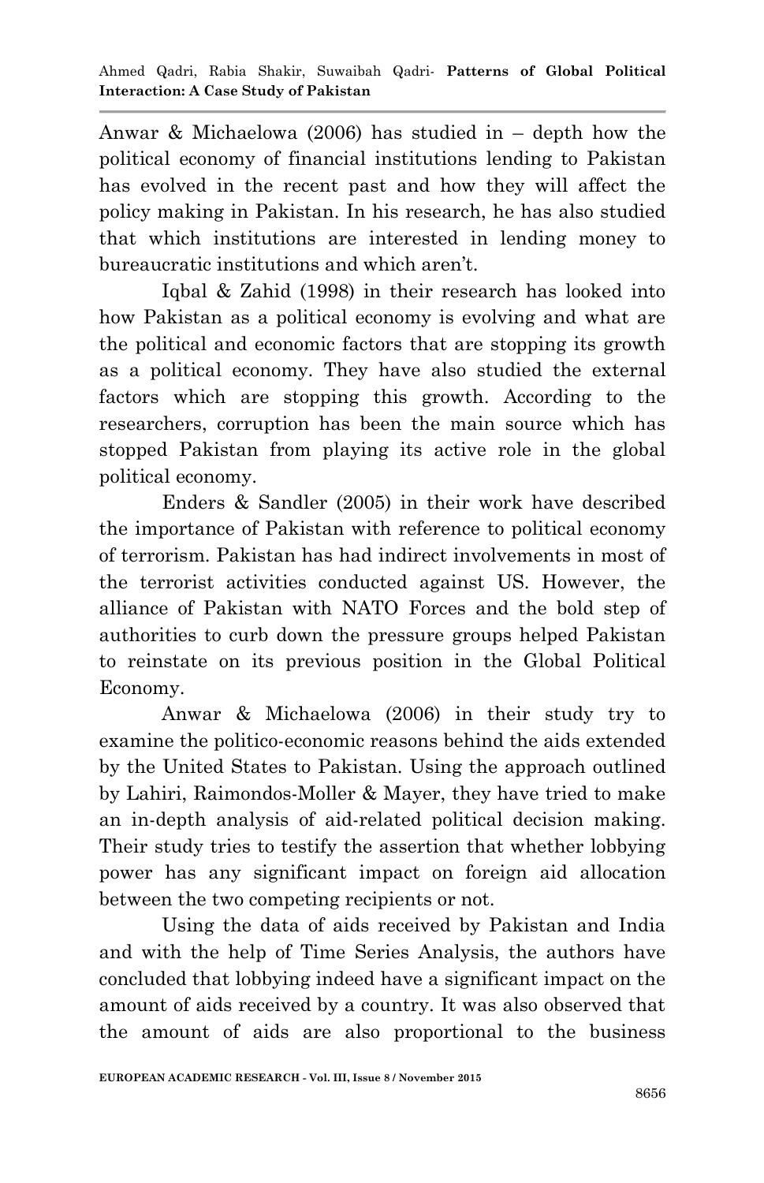Anwar & Michaelowa (2006) has studied in – depth how the political economy of financial institutions lending to Pakistan has evolved in the recent past and how they will affect the policy making in Pakistan. In his research, he has also studied that which institutions are interested in lending money to bureaucratic institutions and which aren't.

Iqbal & Zahid (1998) in their research has looked into how Pakistan as a political economy is evolving and what are the political and economic factors that are stopping its growth as a political economy. They have also studied the external factors which are stopping this growth. According to the researchers, corruption has been the main source which has stopped Pakistan from playing its active role in the global political economy.

Enders & Sandler (2005) in their work have described the importance of Pakistan with reference to political economy of terrorism. Pakistan has had indirect involvements in most of the terrorist activities conducted against US. However, the alliance of Pakistan with NATO Forces and the bold step of authorities to curb down the pressure groups helped Pakistan to reinstate on its previous position in the Global Political Economy.

Anwar & Michaelowa (2006) in their study try to examine the politico-economic reasons behind the aids extended by the United States to Pakistan. Using the approach outlined by Lahiri, Raimondos-Moller & Mayer, they have tried to make an in-depth analysis of aid-related political decision making. Their study tries to testify the assertion that whether lobbying power has any significant impact on foreign aid allocation between the two competing recipients or not.

Using the data of aids received by Pakistan and India and with the help of Time Series Analysis, the authors have concluded that lobbying indeed have a significant impact on the amount of aids received by a country. It was also observed that the amount of aids are also proportional to the business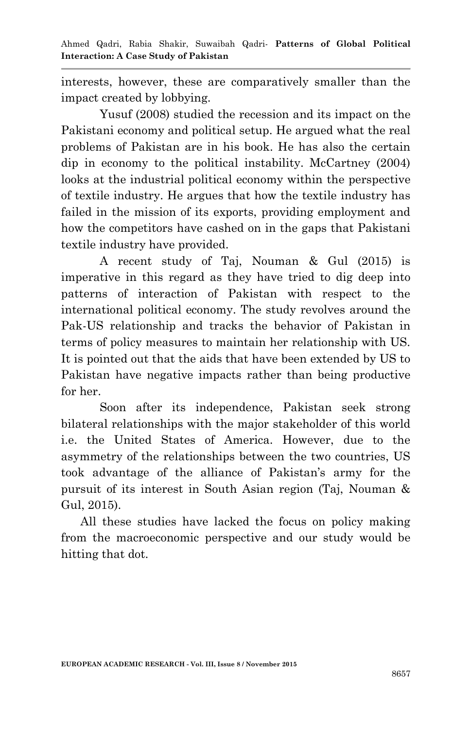interests, however, these are comparatively smaller than the impact created by lobbying.

Yusuf (2008) studied the recession and its impact on the Pakistani economy and political setup. He argued what the real problems of Pakistan are in his book. He has also the certain dip in economy to the political instability. McCartney (2004) looks at the industrial political economy within the perspective of textile industry. He argues that how the textile industry has failed in the mission of its exports, providing employment and how the competitors have cashed on in the gaps that Pakistani textile industry have provided.

A recent study of Taj, Nouman & Gul (2015) is imperative in this regard as they have tried to dig deep into patterns of interaction of Pakistan with respect to the international political economy. The study revolves around the Pak-US relationship and tracks the behavior of Pakistan in terms of policy measures to maintain her relationship with US. It is pointed out that the aids that have been extended by US to Pakistan have negative impacts rather than being productive for her.

Soon after its independence, Pakistan seek strong bilateral relationships with the major stakeholder of this world i.e. the United States of America. However, due to the asymmetry of the relationships between the two countries, US took advantage of the alliance of Pakistan's army for the pursuit of its interest in South Asian region (Taj, Nouman & Gul, 2015).

All these studies have lacked the focus on policy making from the macroeconomic perspective and our study would be hitting that dot.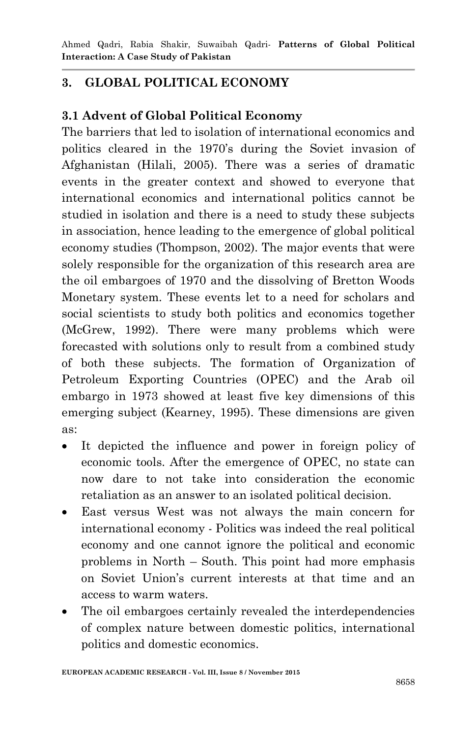## 3. GLOBAL POLITICAL ECONOMY

### 3.1 Advent of Global Political Economy

The barriers that led to isolation of international economics and politics cleared in the 1970's during the Soviet invasion of Afghanistan (Hilali, 2005). There was a series of dramatic events in the greater context and showed to everyone that international economics and international politics cannot be studied in isolation and there is a need to study these subjects in association, hence leading to the emergence of global political economy studies (Thompson, 2002). The major events that were solely responsible for the organization of this research area are the oil embargoes of 1970 and the dissolving of Bretton Woods Monetary system. These events let to a need for scholars and social scientists to study both politics and economics together (McGrew, 1992). There were many problems which were forecasted with solutions only to result from a combined study of both these subjects. The formation of Organization of Petroleum Exporting Countries (OPEC) and the Arab oil embargo in 1973 showed at least five key dimensions of this emerging subject (Kearney, 1995). These dimensions are given as:

- It depicted the influence and power in foreign policy of economic tools. After the emergence of OPEC, no state can now dare to not take into consideration the economic retaliation as an answer to an isolated political decision.
- East versus West was not always the main concern for international economy - Politics was indeed the real political economy and one cannot ignore the political and economic problems in North – South. This point had more emphasis on Soviet Union's current interests at that time and an access to warm waters.
- The oil embargoes certainly revealed the interdependencies of complex nature between domestic politics, international politics and domestic economics.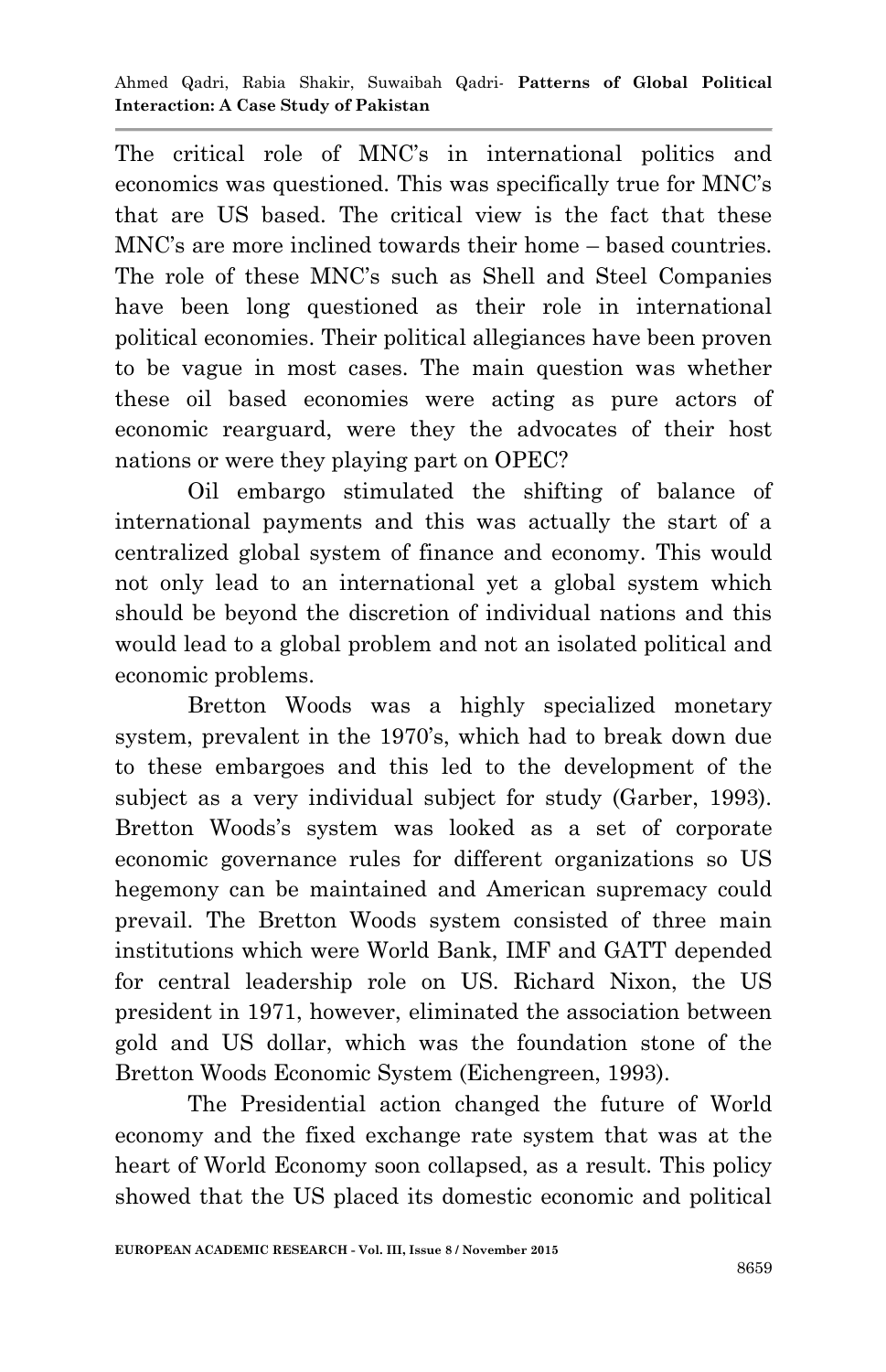The critical role of MNC's in international politics and economics was questioned. This was specifically true for MNC's that are US based. The critical view is the fact that these MNC's are more inclined towards their home – based countries. The role of these MNC's such as Shell and Steel Companies have been long questioned as their role in international political economies. Their political allegiances have been proven to be vague in most cases. The main question was whether these oil based economies were acting as pure actors of economic rearguard, were they the advocates of their host nations or were they playing part on OPEC?

Oil embargo stimulated the shifting of balance of international payments and this was actually the start of a centralized global system of finance and economy. This would not only lead to an international yet a global system which should be beyond the discretion of individual nations and this would lead to a global problem and not an isolated political and economic problems.

Bretton Woods was a highly specialized monetary system, prevalent in the 1970's, which had to break down due to these embargoes and this led to the development of the subject as a very individual subject for study (Garber, 1993). Bretton Woods's system was looked as a set of corporate economic governance rules for different organizations so US hegemony can be maintained and American supremacy could prevail. The Bretton Woods system consisted of three main institutions which were World Bank, IMF and GATT depended for central leadership role on US. Richard Nixon, the US president in 1971, however, eliminated the association between gold and US dollar, which was the foundation stone of the Bretton Woods Economic System (Eichengreen, 1993).

The Presidential action changed the future of World economy and the fixed exchange rate system that was at the heart of World Economy soon collapsed, as a result. This policy showed that the US placed its domestic economic and political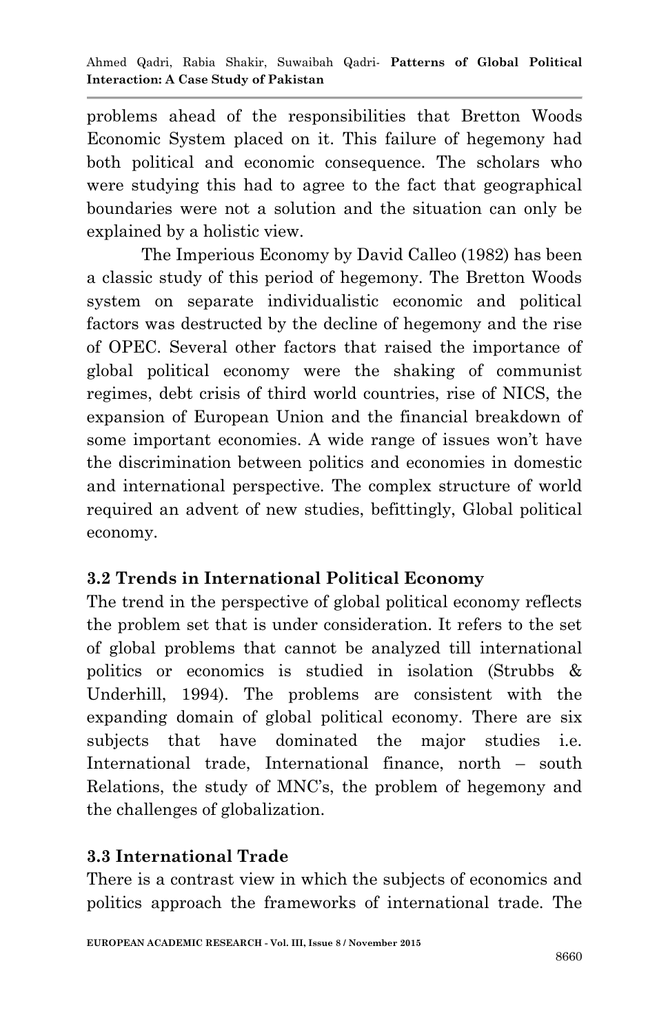problems ahead of the responsibilities that Bretton Woods Economic System placed on it. This failure of hegemony had both political and economic consequence. The scholars who were studying this had to agree to the fact that geographical boundaries were not a solution and the situation can only be explained by a holistic view.

The Imperious Economy by David Calleo (1982) has been a classic study of this period of hegemony. The Bretton Woods system on separate individualistic economic and political factors was destructed by the decline of hegemony and the rise of OPEC. Several other factors that raised the importance of global political economy were the shaking of communist regimes, debt crisis of third world countries, rise of NICS, the expansion of European Union and the financial breakdown of some important economies. A wide range of issues won't have the discrimination between politics and economies in domestic and international perspective. The complex structure of world required an advent of new studies, befittingly, Global political economy.

### 3.2 Trends in International Political Economy

The trend in the perspective of global political economy reflects the problem set that is under consideration. It refers to the set of global problems that cannot be analyzed till international politics or economics is studied in isolation (Strubbs & Underhill, 1994). The problems are consistent with the expanding domain of global political economy. There are six subjects that have dominated the major studies i.e. International trade, International finance, north – south Relations, the study of MNC's, the problem of hegemony and the challenges of globalization.

### 3.3 International Trade

There is a contrast view in which the subjects of economics and politics approach the frameworks of international trade. The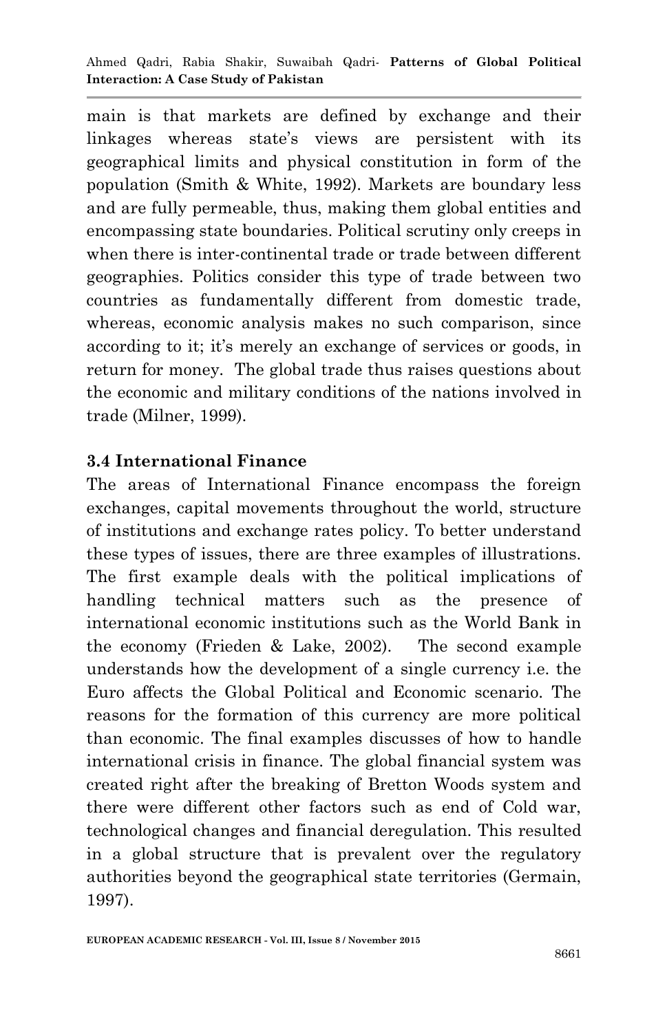main is that markets are defined by exchange and their linkages whereas state's views are persistent with its geographical limits and physical constitution in form of the population (Smith & White, 1992). Markets are boundary less and are fully permeable, thus, making them global entities and encompassing state boundaries. Political scrutiny only creeps in when there is inter-continental trade or trade between different geographies. Politics consider this type of trade between two countries as fundamentally different from domestic trade, whereas, economic analysis makes no such comparison, since according to it; it's merely an exchange of services or goods, in return for money. The global trade thus raises questions about the economic and military conditions of the nations involved in trade (Milner, 1999).

### 3.4 International Finance

The areas of International Finance encompass the foreign exchanges, capital movements throughout the world, structure of institutions and exchange rates policy. To better understand these types of issues, there are three examples of illustrations. The first example deals with the political implications of handling technical matters such as the presence of international economic institutions such as the World Bank in the economy (Frieden & Lake, 2002). The second example understands how the development of a single currency i.e. the Euro affects the Global Political and Economic scenario. The reasons for the formation of this currency are more political than economic. The final examples discusses of how to handle international crisis in finance. The global financial system was created right after the breaking of Bretton Woods system and there were different other factors such as end of Cold war, technological changes and financial deregulation. This resulted in a global structure that is prevalent over the regulatory authorities beyond the geographical state territories (Germain, 1997).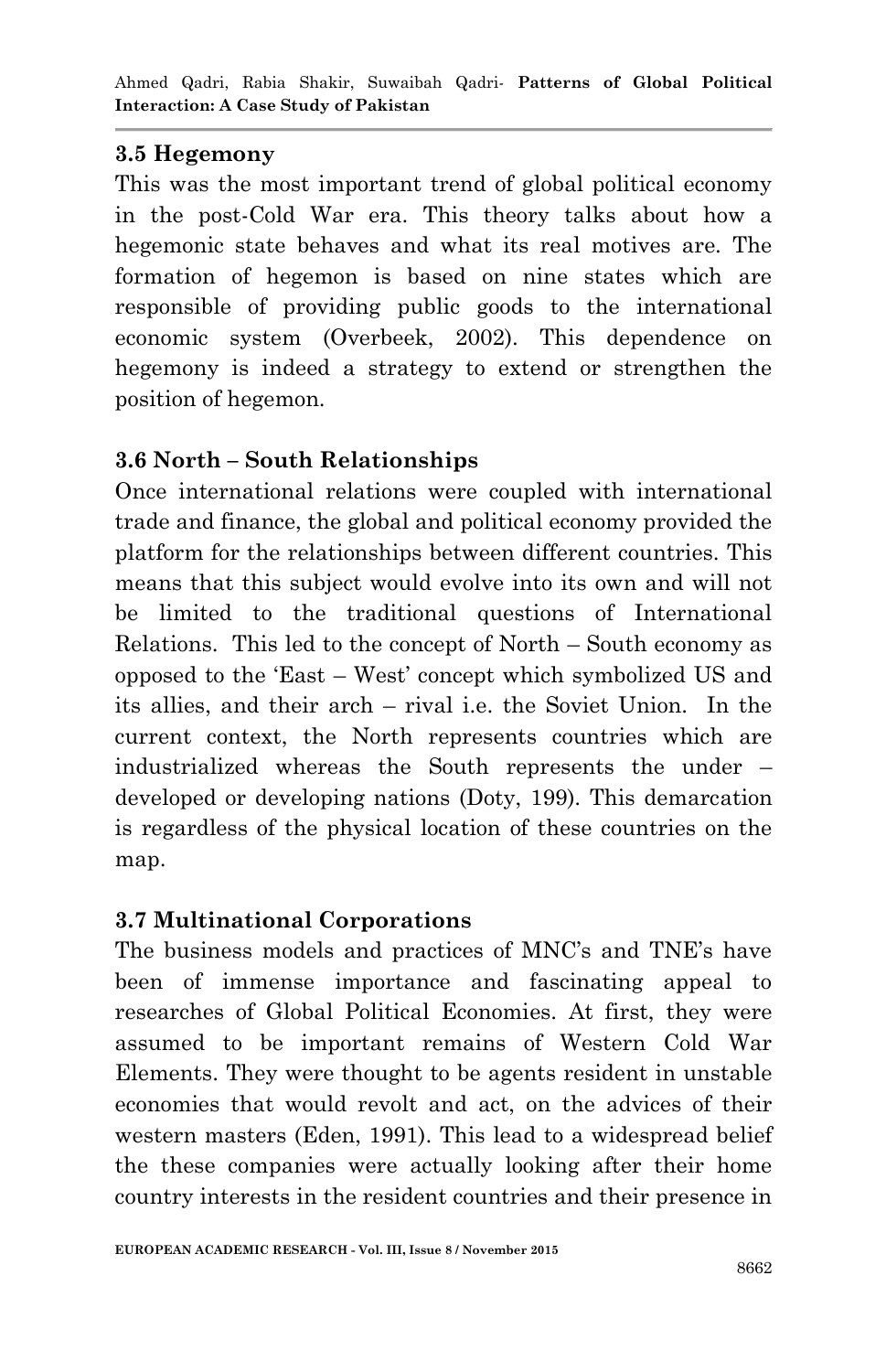### 3.5 Hegemony

This was the most important trend of global political economy in the post-Cold War era. This theory talks about how a hegemonic state behaves and what its real motives are. The formation of hegemon is based on nine states which are responsible of providing public goods to the international economic system (Overbeek, 2002). This dependence on hegemony is indeed a strategy to extend or strengthen the position of hegemon.

### 3.6 North – South Relationships

Once international relations were coupled with international trade and finance, the global and political economy provided the platform for the relationships between different countries. This means that this subject would evolve into its own and will not be limited to the traditional questions of International Relations. This led to the concept of North – South economy as opposed to the 'East – West' concept which symbolized US and its allies, and their arch – rival i.e. the Soviet Union. In the current context, the North represents countries which are industrialized whereas the South represents the under – developed or developing nations (Doty, 199). This demarcation is regardless of the physical location of these countries on the map.

### 3.7 Multinational Corporations

The business models and practices of MNC's and TNE's have been of immense importance and fascinating appeal to researches of Global Political Economies. At first, they were assumed to be important remains of Western Cold War Elements. They were thought to be agents resident in unstable economies that would revolt and act, on the advices of their western masters (Eden, 1991). This lead to a widespread belief the these companies were actually looking after their home country interests in the resident countries and their presence in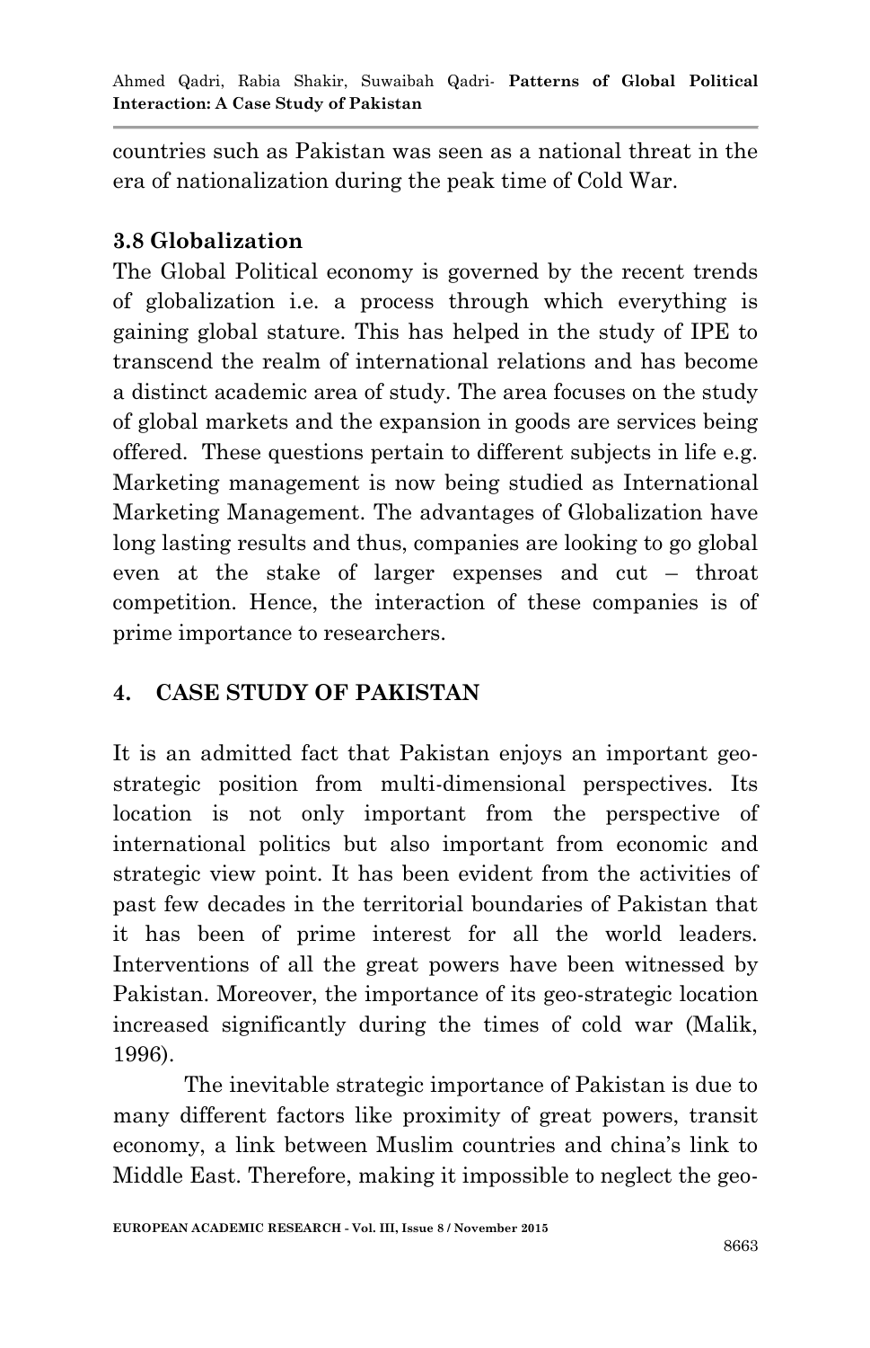countries such as Pakistan was seen as a national threat in the era of nationalization during the peak time of Cold War.

### 3.8 Globalization

The Global Political economy is governed by the recent trends of globalization i.e. a process through which everything is gaining global stature. This has helped in the study of IPE to transcend the realm of international relations and has become a distinct academic area of study. The area focuses on the study of global markets and the expansion in goods are services being offered. These questions pertain to different subjects in life e.g. Marketing management is now being studied as International Marketing Management. The advantages of Globalization have long lasting results and thus, companies are looking to go global even at the stake of larger expenses and cut – throat competition. Hence, the interaction of these companies is of prime importance to researchers.

## 4. CASE STUDY OF PAKISTAN

It is an admitted fact that Pakistan enjoys an important geo-strategic position from multi-dimensional perspectives. Its location is not only important from the perspective of international politics but also important from economic and strategic view point. It has been evident from the activities of past few decades in the territorial boundaries of Pakistan that it has been of prime interest for all the world leaders. Interventions of all the great powers have been witnessed by Pakistan. Moreover, the importance of its geo-strategic location increased significantly during the times of cold war (Malik, 1996).

The inevitable strategic importance of Pakistan is due to many different factors like proximity of great powers, transit economy, a link between Muslim countries and china's link to Middle East. Therefore, making it impossible to neglect the geo-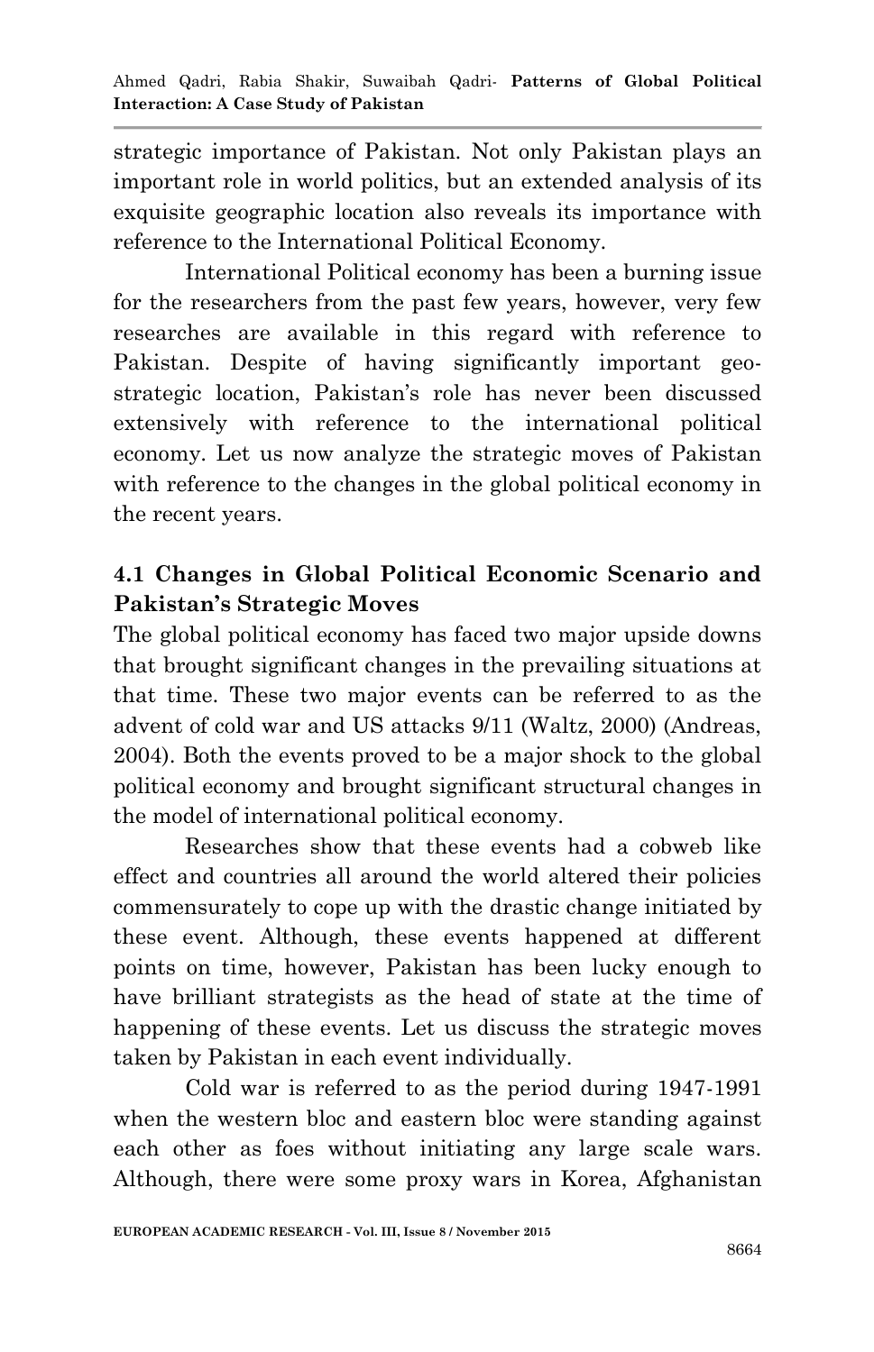strategic importance of Pakistan. Not only Pakistan plays an important role in world politics, but an extended analysis of its exquisite geographic location also reveals its importance with reference to the International Political Economy.

International Political economy has been a burning issue for the researchers from the past few years, however, very few researches are available in this regard with reference to Pakistan. Despite of having significantly important geo-strategic location, Pakistan's role has never been discussed extensively with reference to the international political economy. Let us now analyze the strategic moves of Pakistan with reference to the changes in the global political economy in the recent years.

## 4.1 Changes in Global Political Economic Scenario and Pakistan's Strategic Moves

The global political economy has faced two major upside downs that brought significant changes in the prevailing situations at that time. These two major events can be referred to as the advent of cold war and US attacks 9/11 (Waltz, 2000) (Andreas, 2004). Both the events proved to be a major shock to the global political economy and brought significant structural changes in the model of international political economy.

Researches show that these events had a cobweb like effect and countries all around the world altered their policies commensurately to cope up with the drastic change initiated by these event. Although, these events happened at different points on time, however, Pakistan has been lucky enough to have brilliant strategists as the head of state at the time of happening of these events. Let us discuss the strategic moves taken by Pakistan in each event individually.

Cold war is referred to as the period during 1947-1991 when the western bloc and eastern bloc were standing against each other as foes without initiating any large scale wars. Although, there were some proxy wars in Korea, Afghanistan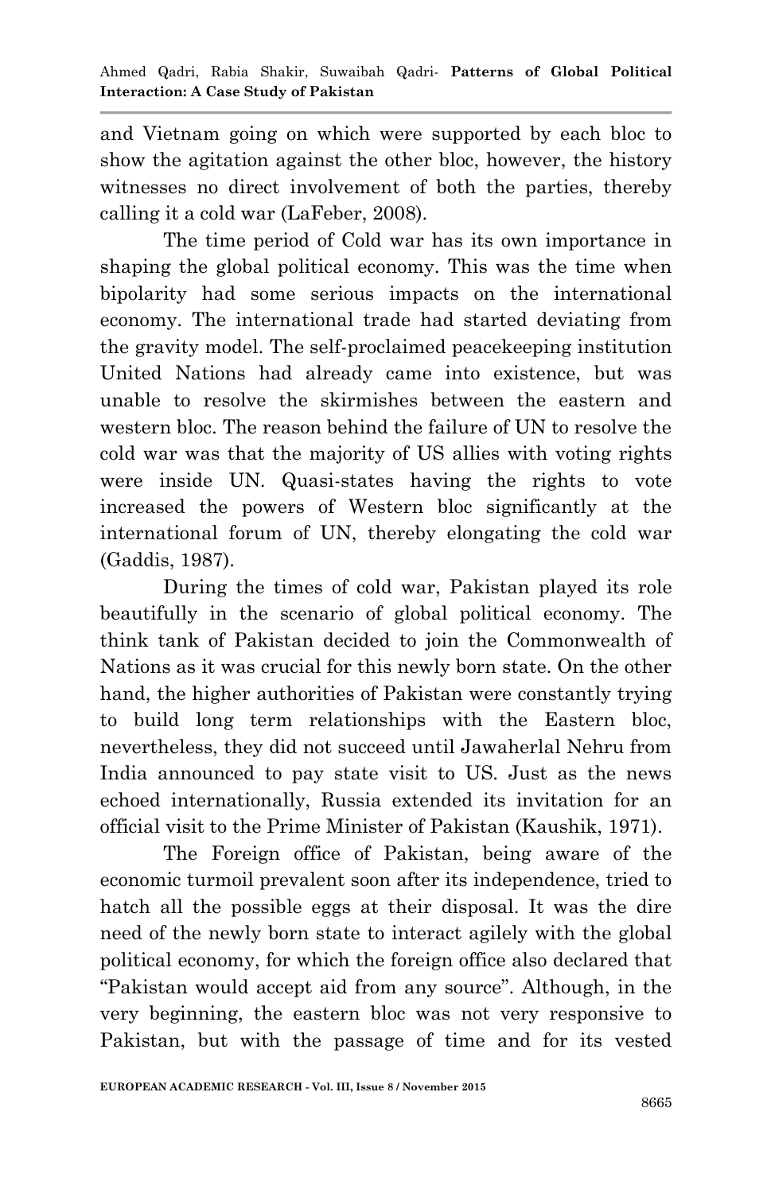and Vietnam going on which were supported by each bloc to show the agitation against the other bloc, however, the history witnesses no direct involvement of both the parties, thereby calling it a cold war (LaFeber, 2008).

The time period of Cold war has its own importance in shaping the global political economy. This was the time when bipolarity had some serious impacts on the international economy. The international trade had started deviating from the gravity model. The self-proclaimed peacekeeping institution United Nations had already came into existence, but was unable to resolve the skirmishes between the eastern and western bloc. The reason behind the failure of UN to resolve the cold war was that the majority of US allies with voting rights were inside UN. Quasi-states having the rights to vote increased the powers of Western bloc significantly at the international forum of UN, thereby elongating the cold war (Gaddis, 1987).

During the times of cold war, Pakistan played its role beautifully in the scenario of global political economy. The think tank of Pakistan decided to join the Commonwealth of Nations as it was crucial for this newly born state. On the other hand, the higher authorities of Pakistan were constantly trying to build long term relationships with the Eastern bloc, nevertheless, they did not succeed until Jawaherlal Nehru from India announced to pay state visit to US. Just as the news echoed internationally, Russia extended its invitation for an official visit to the Prime Minister of Pakistan (Kaushik, 1971).

The Foreign office of Pakistan, being aware of the economic turmoil prevalent soon after its independence, tried to hatch all the possible eggs at their disposal. It was the dire need of the newly born state to interact agilely with the global political economy, for which the foreign office also declared that "Pakistan would accept aid from any source". Although, in the very beginning, the eastern bloc was not very responsive to Pakistan, but with the passage of time and for its vested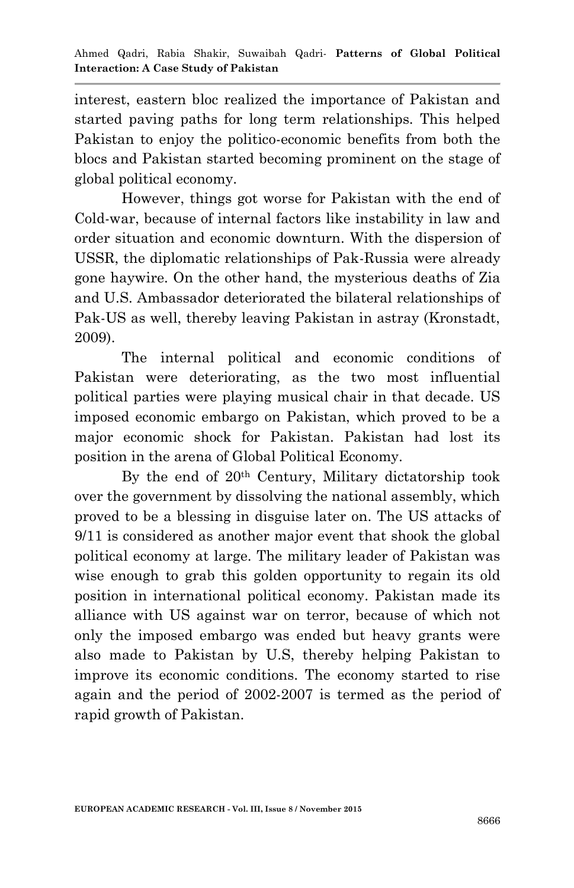interest, eastern bloc realized the importance of Pakistan and started paving paths for long term relationships. This helped Pakistan to enjoy the politico-economic benefits from both the blocs and Pakistan started becoming prominent on the stage of global political economy.

However, things got worse for Pakistan with the end of Cold-war, because of internal factors like instability in law and order situation and economic downturn. With the dispersion of USSR, the diplomatic relationships of Pak-Russia were already gone haywire. On the other hand, the mysterious deaths of Zia and U.S. Ambassador deteriorated the bilateral relationships of Pak-US as well, thereby leaving Pakistan in astray (Kronstadt, 2009).

The internal political and economic conditions of Pakistan were deteriorating, as the two most influential political parties were playing musical chair in that decade. US imposed economic embargo on Pakistan, which proved to be a major economic shock for Pakistan. Pakistan had lost its position in the arena of Global Political Economy.

By the end of 20th Century, Military dictatorship took over the government by dissolving the national assembly, which proved to be a blessing in disguise later on. The US attacks of 9/11 is considered as another major event that shook the global political economy at large. The military leader of Pakistan was wise enough to grab this golden opportunity to regain its old position in international political economy. Pakistan made its alliance with US against war on terror, because of which not only the imposed embargo was ended but heavy grants were also made to Pakistan by U.S, thereby helping Pakistan to improve its economic conditions. The economy started to rise again and the period of 2002-2007 is termed as the period of rapid growth of Pakistan.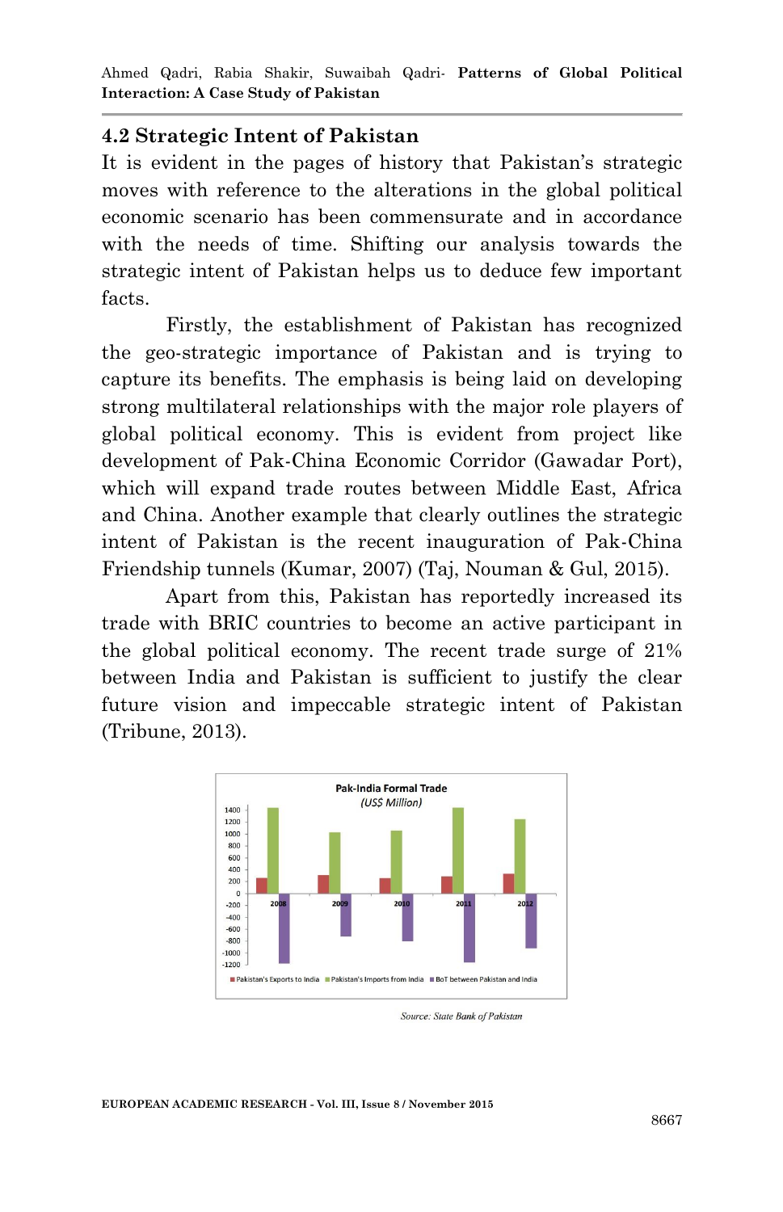## 4.2 Strategic Intent of Pakistan

It is evident in the pages of history that Pakistan's strategic moves with reference to the alterations in the global political economic scenario has been commensurate and in accordance with the needs of time. Shifting our analysis towards the strategic intent of Pakistan helps us to deduce few important facts.

Firstly, the establishment of Pakistan has recognized the geo-strategic importance of Pakistan and is trying to capture its benefits. The emphasis is being laid on developing strong multilateral relationships with the major role players of global political economy. This is evident from project like development of Pak-China Economic Corridor (Gawadar Port), which will expand trade routes between Middle East, Africa and China. Another example that clearly outlines the strategic intent of Pakistan is the recent inauguration of Pak-China Friendship tunnels (Kumar, 2007) (Taj, Nouman & Gul, 2015).

Apart from this, Pakistan has reportedly increased its trade with BRIC countries to become an active participant in the global political economy. The recent trade surge of 21% between India and Pakistan is sufficient to justify the clear future vision and impeccable strategic intent of Pakistan (Tribune, 2013).

*Source: State Bank of Pakistan*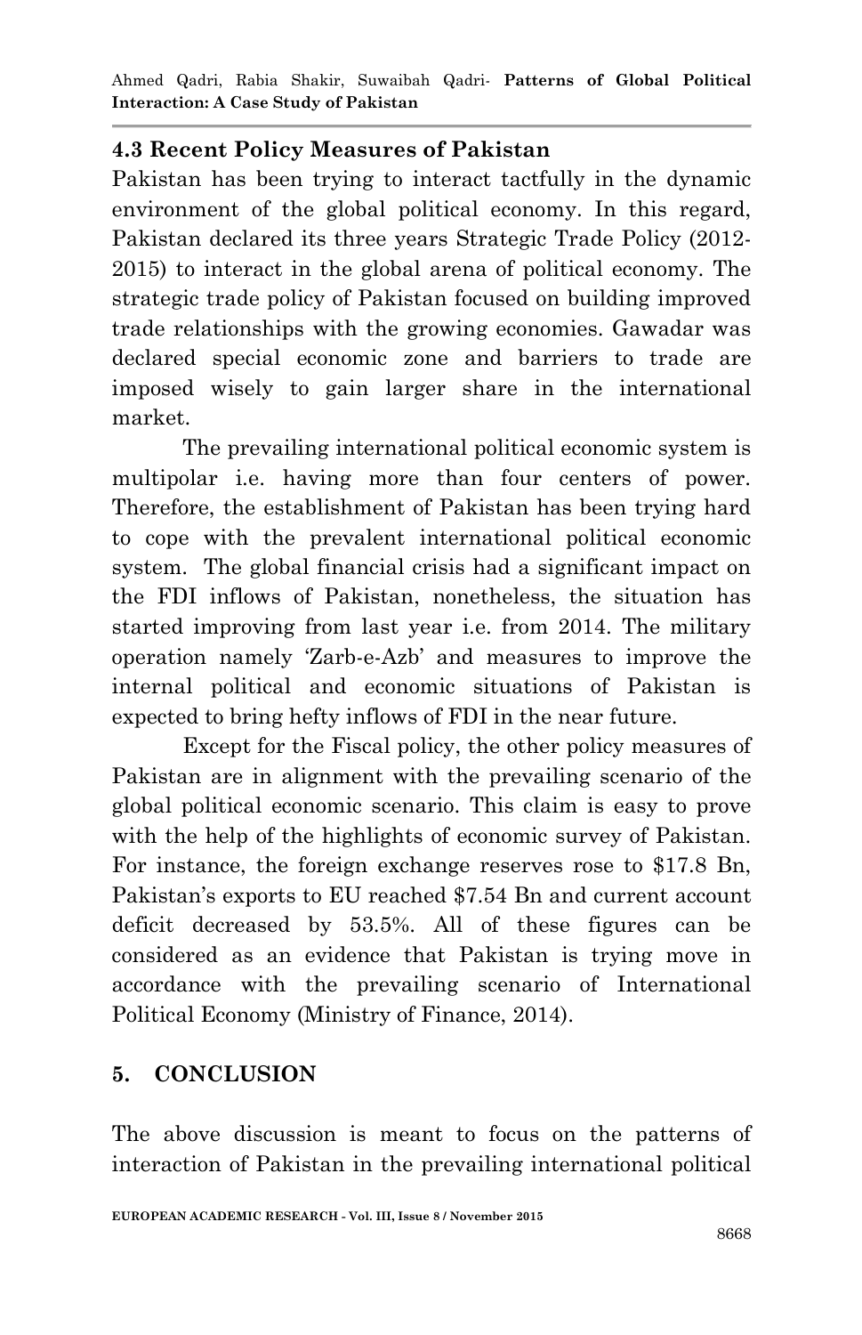### 4.3 Recent Policy Measures of Pakistan

Pakistan has been trying to interact tactfully in the dynamic environment of the global political economy. In this regard, Pakistan declared its three years Strategic Trade Policy (2012-2015) to interact in the global arena of political economy. The strategic trade policy of Pakistan focused on building improved trade relationships with the growing economies. Gawadar was declared special economic zone and barriers to trade are imposed wisely to gain larger share in the international market.

The prevailing international political economic system is multipolar i.e. having more than four centers of power. Therefore, the establishment of Pakistan has been trying hard to cope with the prevalent international political economic system. The global financial crisis had a significant impact on the FDI inflows of Pakistan, nonetheless, the situation has started improving from last year i.e. from 2014. The military operation namely 'Zarb-e-Azb' and measures to improve the internal political and economic situations of Pakistan is expected to bring hefty inflows of FDI in the near future.

Except for the Fiscal policy, the other policy measures of Pakistan are in alignment with the prevailing scenario of the global political economic scenario. This claim is easy to prove with the help of the highlights of economic survey of Pakistan. For instance, the foreign exchange reserves rose to $17.8 Bn, Pakistan's exports to EU reached $7.54 Bn and current account deficit decreased by 53.5%. All of these figures can be considered as an evidence that Pakistan is trying move in accordance with the prevailing scenario of International Political Economy (Ministry of Finance, 2014).

## 5. CONCLUSION

The above discussion is meant to focus on the patterns of interaction of Pakistan in the prevailing international political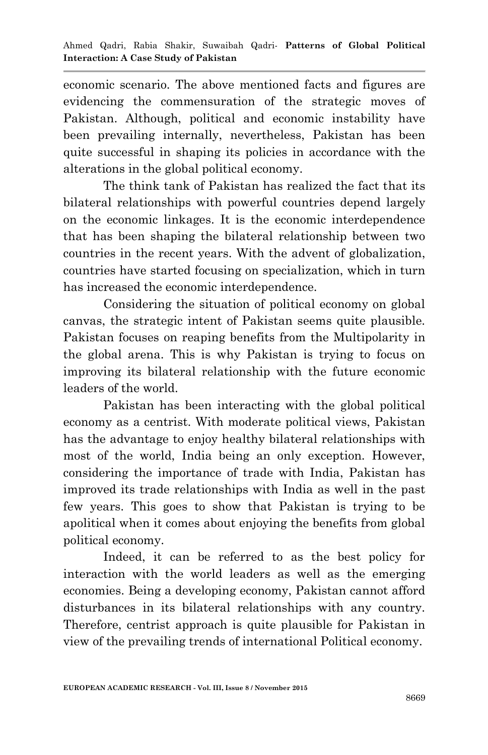economic scenario. The above mentioned facts and figures are evidencing the commensuration of the strategic moves of Pakistan. Although, political and economic instability have been prevailing internally, nevertheless, Pakistan has been quite successful in shaping its policies in accordance with the alterations in the global political economy.

The think tank of Pakistan has realized the fact that its bilateral relationships with powerful countries depend largely on the economic linkages. It is the economic interdependence that has been shaping the bilateral relationship between two countries in the recent years. With the advent of globalization, countries have started focusing on specialization, which in turn has increased the economic interdependence.

Considering the situation of political economy on global canvas, the strategic intent of Pakistan seems quite plausible. Pakistan focuses on reaping benefits from the Multipolarity in the global arena. This is why Pakistan is trying to focus on improving its bilateral relationship with the future economic leaders of the world.

Pakistan has been interacting with the global political economy as a centrist. With moderate political views, Pakistan has the advantage to enjoy healthy bilateral relationships with most of the world, India being an only exception. However, considering the importance of trade with India, Pakistan has improved its trade relationships with India as well in the past few years. This goes to show that Pakistan is trying to be apolitical when it comes about enjoying the benefits from global political economy.

Indeed, it can be referred to as the best policy for interaction with the world leaders as well as the emerging economies. Being a developing economy, Pakistan cannot afford disturbances in its bilateral relationships with any country. Therefore, centrist approach is quite plausible for Pakistan in view of the prevailing trends of international Political economy.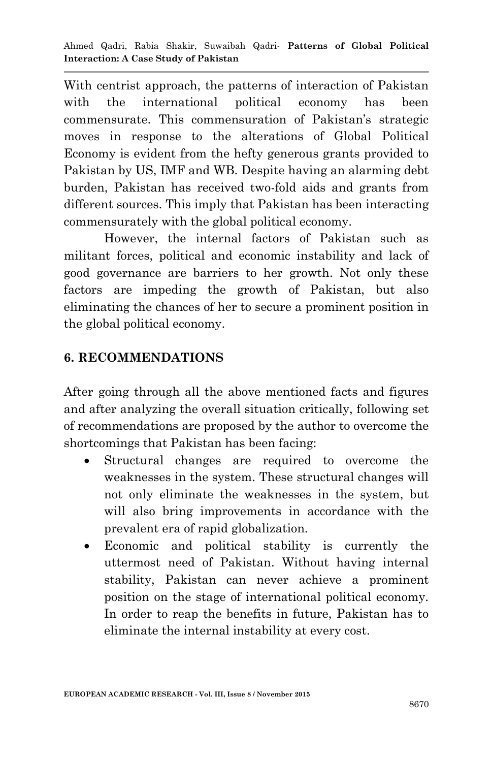With centrist approach, the patterns of interaction of Pakistan with the international political economy has been commensurate. This commensuration of Pakistan's strategic moves in response to the alterations of Global Political Economy is evident from the hefty generous grants provided to Pakistan by US, IMF and WB. Despite having an alarming debt burden, Pakistan has received two-fold aids and grants from different sources. This imply that Pakistan has been interacting commensurately with the global political economy.

However, the internal factors of Pakistan such as militant forces, political and economic instability and lack of good governance are barriers to her growth. Not only these factors are impeding the growth of Pakistan, but also eliminating the chances of her to secure a prominent position in the global political economy.

## 6. RECOMMENDATIONS

After going through all the above mentioned facts and figures and after analyzing the overall situation critically, following set of recommendations are proposed by the author to overcome the shortcomings that Pakistan has been facing:

- Structural changes are required to overcome the weaknesses in the system. These structural changes will not only eliminate the weaknesses in the system, but will also bring improvements in accordance with the prevalent era of rapid globalization.
- Economic and political stability is currently the uttermost need of Pakistan. Without having internal stability, Pakistan can never achieve a prominent position on the stage of international political economy. In order to reap the benefits in future, Pakistan has to eliminate the internal instability at every cost.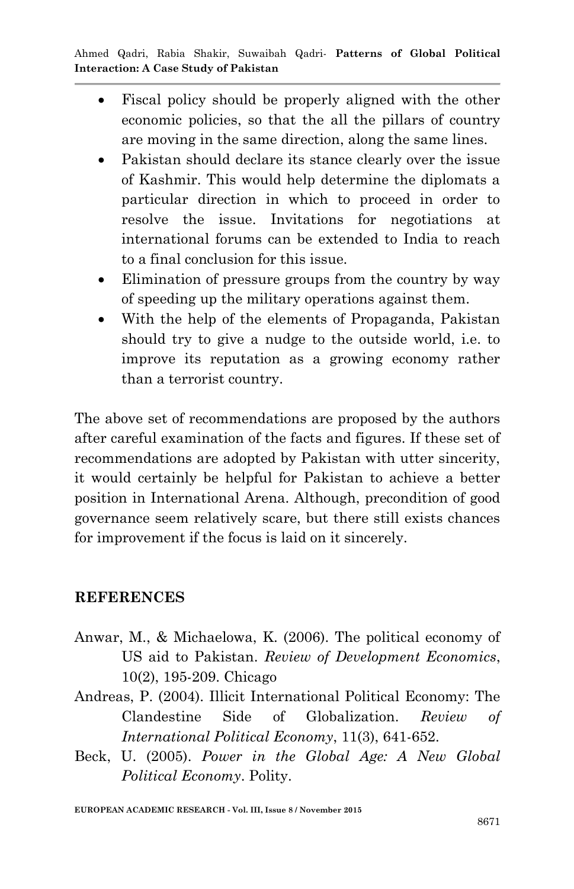- Fiscal policy should be properly aligned with the other economic policies, so that the all the pillars of country are moving in the same direction, along the same lines.
- Pakistan should declare its stance clearly over the issue of Kashmir. This would help determine the diplomats a particular direction in which to proceed in order to resolve the issue. Invitations for negotiations at international forums can be extended to India to reach to a final conclusion for this issue.
- Elimination of pressure groups from the country by way of speeding up the military operations against them.
- With the help of the elements of Propaganda, Pakistan should try to give a nudge to the outside world, i.e. to improve its reputation as a growing economy rather than a terrorist country.

The above set of recommendations are proposed by the authors after careful examination of the facts and figures. If these set of recommendations are adopted by Pakistan with utter sincerity, it would certainly be helpful for Pakistan to achieve a better position in International Arena. Although, precondition of good governance seem relatively scare, but there still exists chances for improvement if the focus is laid on it sincerely.

## REFERENCES

Anwar, M., & Michaelowa, K. (2006). The political economy of US aid to Pakistan. *Review of Development Economics*, 10(2), 195-209. Chicago

Andreas, P. (2004). Illicit International Political Economy: The Clandestine Side of Globalization. *Review of International Political Economy*, 11(3), 641-652.

Beck, U. (2005). *Power in the Global Age: A New Global Political Economy*. Polity.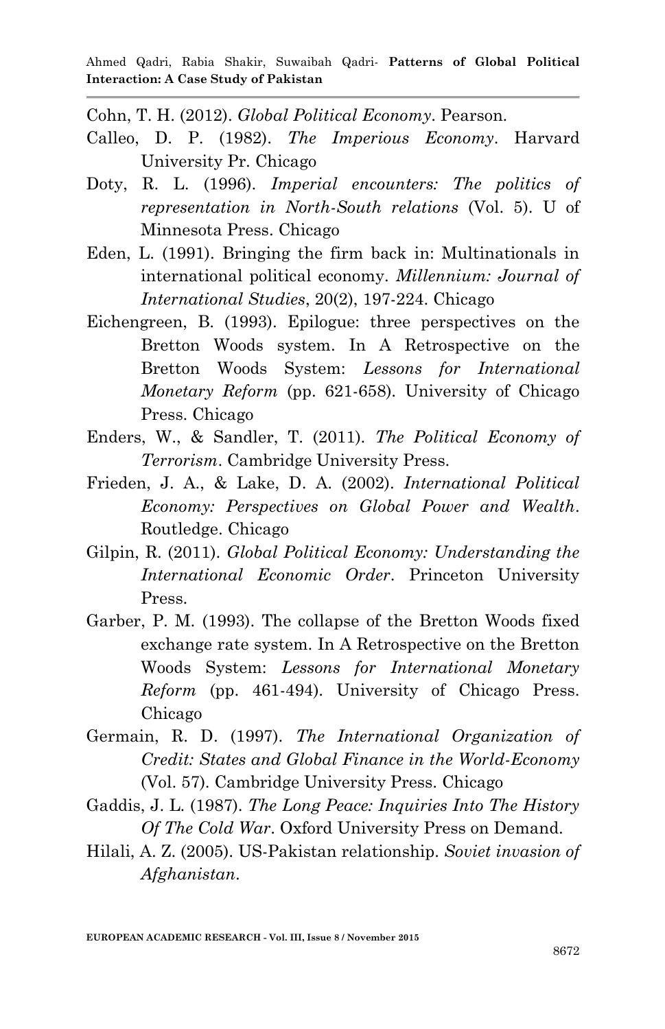Cohn, T. H. (2012). *Global Political Economy*. Pearson.

Calleo, D. P. (1982). *The Imperious Economy*. Harvard University Pr. Chicago

Doty, R. L. (1996). *Imperial encounters: The politics of representation in North-South relations* (Vol. 5). U of Minnesota Press. Chicago

Eden, L. (1991). Bringing the firm back in: Multinationals in international political economy. *Millennium: Journal of International Studies*, 20(2), 197-224. Chicago

Eichengreen, B. (1993). Epilogue: three perspectives on the Bretton Woods system. In A Retrospective on the Bretton Woods System: *Lessons for International Monetary Reform* (pp. 621-658). University of Chicago Press. Chicago

Enders, W., & Sandler, T. (2011). *The Political Economy of Terrorism*. Cambridge University Press.

Frieden, J. A., & Lake, D. A. (2002). *International Political Economy: Perspectives on Global Power and Wealth*. Routledge. Chicago

Gilpin, R. (2011). *Global Political Economy: Understanding the International Economic Order*. Princeton University Press.

Garber, P. M. (1993). The collapse of the Bretton Woods fixed exchange rate system. In A Retrospective on the Bretton Woods System: *Lessons for International Monetary Reform* (pp. 461-494). University of Chicago Press. Chicago

Germain, R. D. (1997). *The International Organization of Credit: States and Global Finance in the World-Economy* (Vol. 57). Cambridge University Press. Chicago

Gaddis, J. L. (1987). *The Long Peace: Inquiries Into The History Of The Cold War*. Oxford University Press on Demand.

Hilali, A. Z. (2005). US-Pakistan relationship. *Soviet invasion of Afghanistan*.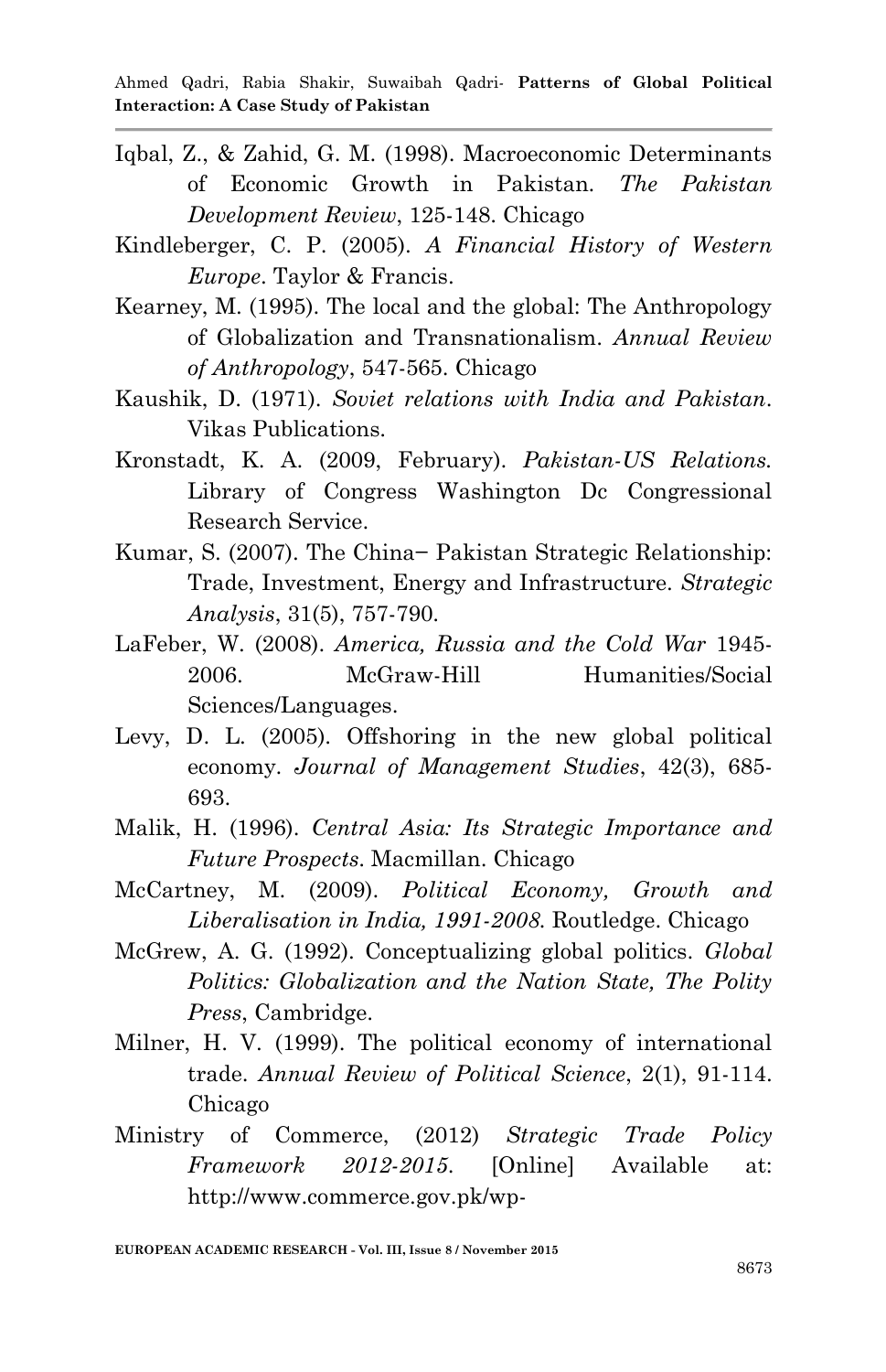Iqbal, Z., & Zahid, G. M. (1998). Macroeconomic Determinants of Economic Growth in Pakistan. *The Pakistan Development Review*, 125-148. Chicago

Kindleberger, C. P. (2005). *A Financial History of Western Europe*. Taylor & Francis.

Kearney, M. (1995). The local and the global: The Anthropology of Globalization and Transnationalism. *Annual Review of Anthropology*, 547-565. Chicago

Kaushik, D. (1971). *Soviet relations with India and Pakistan*. Vikas Publications.

Kronstadt, K. A. (2009, February). *Pakistan-US Relations*. Library of Congress Washington Dc Congressional Research Service.

Kumar, S. (2007). The China− Pakistan Strategic Relationship: Trade, Investment, Energy and Infrastructure. *Strategic Analysis*, 31(5), 757-790.

LaFeber, W. (2008). *America, Russia and the Cold War* 1945-2006. McGraw-Hill Humanities/Social Sciences/Languages.

Levy, D. L. (2005). Offshoring in the new global political economy. *Journal of Management Studies*, 42(3), 685-693.

Malik, H. (1996). *Central Asia: Its Strategic Importance and Future Prospects*. Macmillan. Chicago

McCartney, M. (2009). *Political Economy, Growth and Liberalisation in India, 1991-2008*. Routledge. Chicago

McGrew, A. G. (1992). Conceptualizing global politics. *Global Politics: Globalization and the Nation State, The Polity Press*, Cambridge.

Milner, H. V. (1999). The political economy of international trade. *Annual Review of Political Science*, 2(1), 91-114. Chicago

Ministry of Commerce, (2012) *Strategic Trade Policy Framework 2012-2015*. [Online] Available at: http://www.commerce.gov.pk/wp-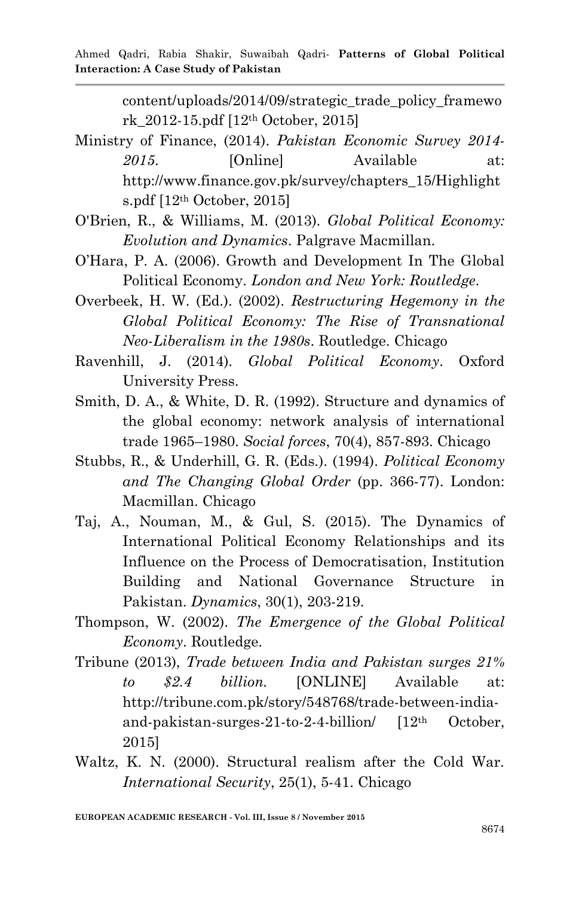content/uploads/2014/09/strategic_trade_policy_framework_2012-15.pdf [12th October, 2015]

Ministry of Finance, (2014). *Pakistan Economic Survey 2014-2015*. [Online] Available at: http://www.finance.gov.pk/survey/chapters_15/Highlights.pdf [12th October, 2015]

O'Brien, R., & Williams, M. (2013). *Global Political Economy: Evolution and Dynamics*. Palgrave Macmillan.

O'Hara, P. A. (2006). Growth and Development In The Global Political Economy. *London and New York: Routledge*.

Overbeek, H. W. (Ed.). (2002). *Restructuring Hegemony in the Global Political Economy: The Rise of Transnational Neo-Liberalism in the 1980s*. Routledge. Chicago

Ravenhill, J. (2014). *Global Political Economy*. Oxford University Press.

Smith, D. A., & White, D. R. (1992). Structure and dynamics of the global economy: network analysis of international trade 1965–1980. *Social forces*, 70(4), 857-893. Chicago

Stubbs, R., & Underhill, G. R. (Eds.). (1994). *Political Economy and The Changing Global Order* (pp. 366-77). London: Macmillan. Chicago

Taj, A., Nouman, M., & Gul, S. (2015). The Dynamics of International Political Economy Relationships and its Influence on the Process of Democratisation, Institution Building and National Governance Structure in Pakistan. *Dynamics*, 30(1), 203-219.

Thompson, W. (2002). *The Emergence of the Global Political Economy*. Routledge.

Tribune (2013), *Trade between India and Pakistan surges 21% to $2.4 billion.* [ONLINE] Available at: http://tribune.com.pk/story/548768/trade-between-india-and-pakistan-surges-21-to-2-4-billion/ [12th October, 2015]

Waltz, K. N. (2000). Structural realism after the Cold War. *International Security*, 25(1), 5-41. Chicago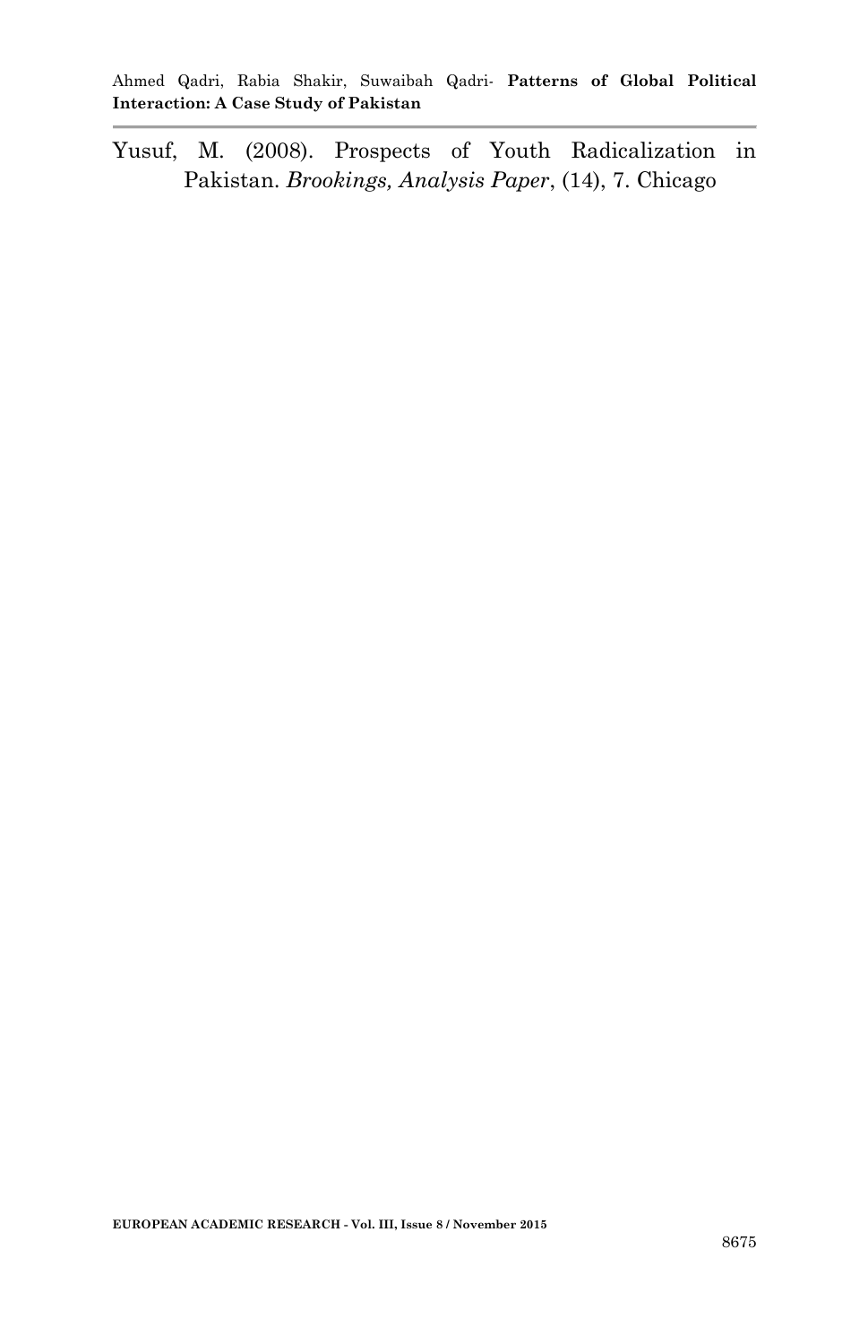Yusuf, M. (2008). Prospects of Youth Radicalization in Pakistan. *Brookings, Analysis Paper*, (14), 7. Chicago